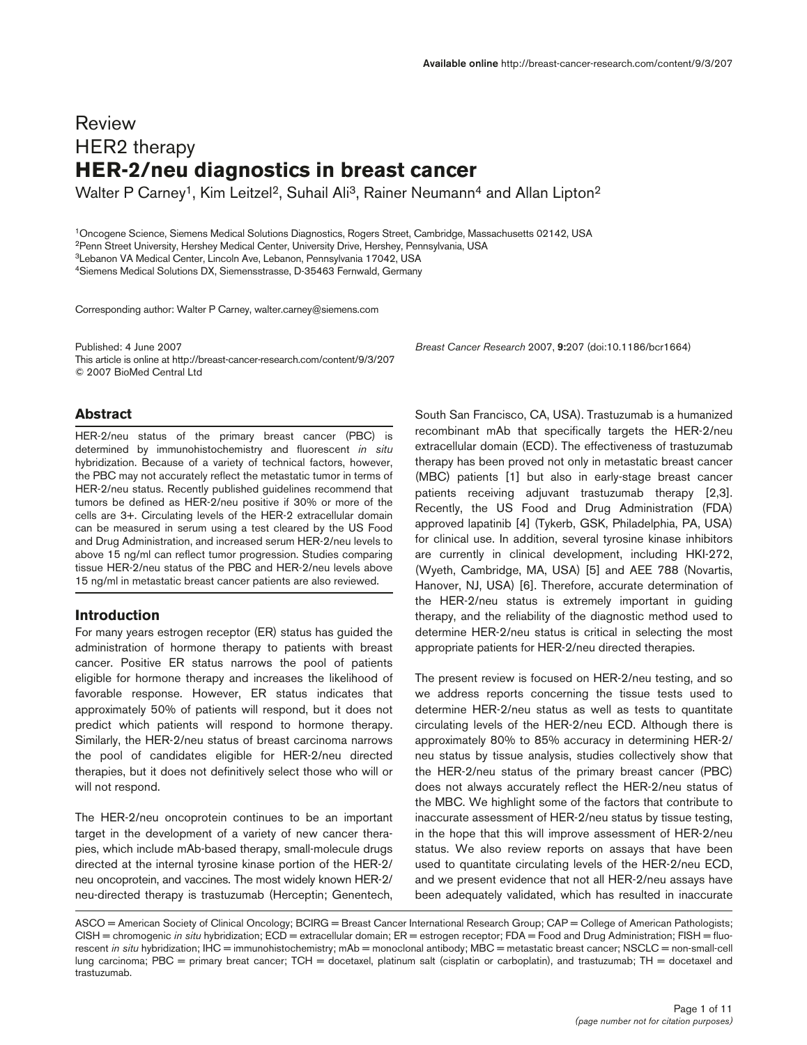Review

HER2 therapy

# HER-2/neu diagnostics in breast cancer

Walter P Carney[1], Kim Leitzel[2], Suhail Ali[3], Rainer Neumann[4] and Allan Lipton[2]

[1]Oncogene Science, Siemens Medical Solutions Diagnostics, Rogers Street, Cambridge, Massachusetts 02142, USA
[2]Penn Street University, Hershey Medical Center, University Drive, Hershey, Pennsylvania, USA
[3]Lebanon VA Medical Center, Lincoln Ave, Lebanon, Pennsylvania 17042, USA
[4]Siemens Medical Solutions DX, Siemensstrasse, D-35463 Fernwald, Germany

Corresponding author: Walter P Carney, walter.carney@siemens.com

Published: 4 June 2007
This article is online at http://breast-cancer-research.com/content/9/3/207
© 2007 BioMed Central Ltd

*Breast Cancer Research* 2007, **9:**207 (doi:10.1186/bcr1664)

## Abstract

HER-2/neu status of the primary breast cancer (PBC) is determined by immunohistochemistry and fluorescent *in situ* hybridization. Because of a variety of technical factors, however, the PBC may not accurately reflect the metastatic tumor in terms of HER-2/neu status. Recently published guidelines recommend that tumors be defined as HER-2/neu positive if 30% or more of the cells are 3+. Circulating levels of the HER-2 extracellular domain can be measured in serum using a test cleared by the US Food and Drug Administration, and increased serum HER-2/neu levels to above 15 ng/ml can reflect tumor progression. Studies comparing tissue HER-2/neu status of the PBC and HER-2/neu levels above 15 ng/ml in metastatic breast cancer patients are also reviewed.

## Introduction

For many years estrogen receptor (ER) status has guided the administration of hormone therapy to patients with breast cancer. Positive ER status narrows the pool of patients eligible for hormone therapy and increases the likelihood of favorable response. However, ER status indicates that approximately 50% of patients will respond, but it does not predict which patients will respond to hormone therapy. Similarly, the HER-2/neu status of breast carcinoma narrows the pool of candidates eligible for HER-2/neu directed therapies, but it does not definitively select those who will or will not respond.

The HER-2/neu oncoprotein continues to be an important target in the development of a variety of new cancer therapies, which include mAb-based therapy, small-molecule drugs directed at the internal tyrosine kinase portion of the HER-2/neu oncoprotein, and vaccines. The most widely known HER-2/neu-directed therapy is trastuzumab (Herceptin; Genentech, South San Francisco, CA, USA). Trastuzumab is a humanized recombinant mAb that specifically targets the HER-2/neu extracellular domain (ECD). The effectiveness of trastuzumab therapy has been proved not only in metastatic breast cancer (MBC) patients [1] but also in early-stage breast cancer patients receiving adjuvant trastuzumab therapy [2,3]. Recently, the US Food and Drug Administration (FDA) approved lapatinib [4] (Tykerb, GSK, Philadelphia, PA, USA) for clinical use. In addition, several tyrosine kinase inhibitors are currently in clinical development, including HKI-272, (Wyeth, Cambridge, MA, USA) [5] and AEE 788 (Novartis, Hanover, NJ, USA) [6]. Therefore, accurate determination of the HER-2/neu status is extremely important in guiding therapy, and the reliability of the diagnostic method used to determine HER-2/neu status is critical in selecting the most appropriate patients for HER-2/neu directed therapies.

The present review is focused on HER-2/neu testing, and so we address reports concerning the tissue tests used to determine HER-2/neu status as well as tests to quantitate circulating levels of the HER-2/neu ECD. Although there is approximately 80% to 85% accuracy in determining HER-2/neu status by tissue analysis, studies collectively show that the HER-2/neu status of the primary breast cancer (PBC) does not always accurately reflect the HER-2/neu status of the MBC. We highlight some of the factors that contribute to inaccurate assessment of HER-2/neu status by tissue testing, in the hope that this will improve assessment of HER-2/neu status. We also review reports on assays that have been used to quantitate circulating levels of the HER-2/neu ECD, and we present evidence that not all HER-2/neu assays have been adequately validated, which has resulted in inaccurate

ASCO = American Society of Clinical Oncology; BCIRG = Breast Cancer International Research Group; CAP = College of American Pathologists; CISH = chromogenic *in situ* hybridization; ECD = extracellular domain; ER = estrogen receptor; FDA = Food and Drug Administration; FISH = fluorescent *in situ* hybridization; IHC = immunohistochemistry; mAb = monoclonal antibody; MBC = metastatic breast cancer; NSCLC = non-small-cell lung carcinoma; PBC = primary breat cancer; TCH = docetaxel, platinum salt (cisplatin or carboplatin), and trastuzumab; TH = docetaxel and trastuzumab.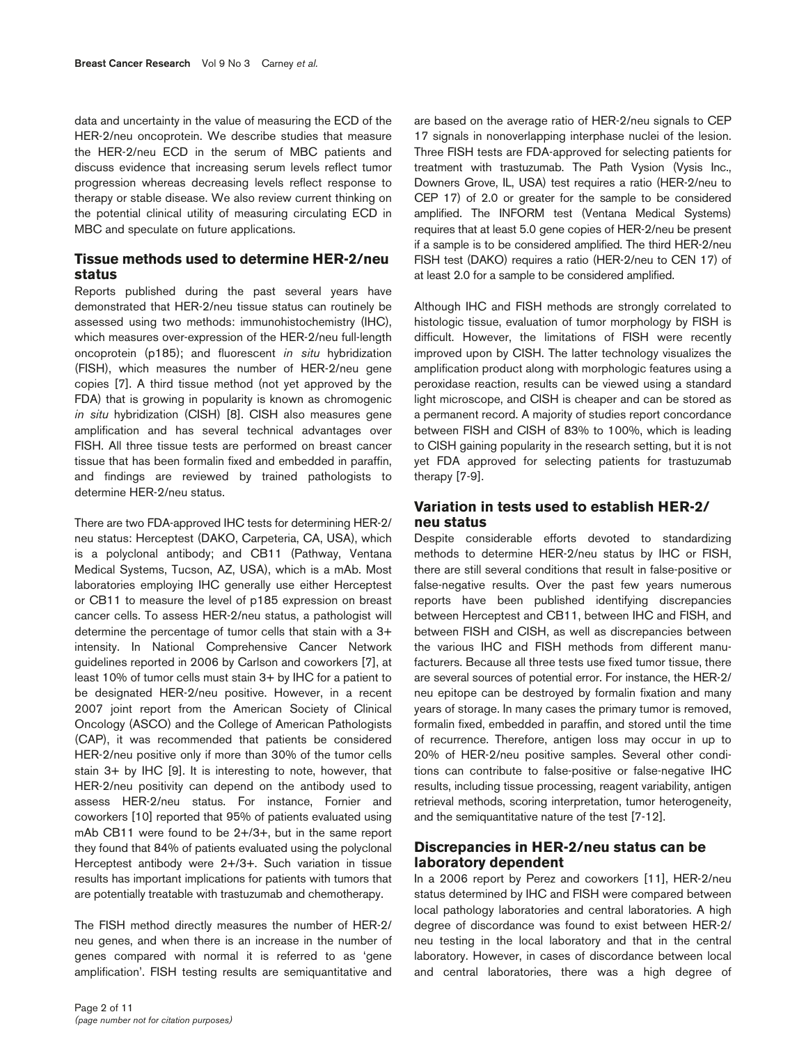data and uncertainty in the value of measuring the ECD of the HER-2/neu oncoprotein. We describe studies that measure the HER-2/neu ECD in the serum of MBC patients and discuss evidence that increasing serum levels reflect tumor progression whereas decreasing levels reflect response to therapy or stable disease. We also review current thinking on the potential clinical utility of measuring circulating ECD in MBC and speculate on future applications.

## Tissue methods used to determine HER-2/neu status

Reports published during the past several years have demonstrated that HER-2/neu tissue status can routinely be assessed using two methods: immunohistochemistry (IHC), which measures over-expression of the HER-2/neu full-length oncoprotein (p185); and fluorescent *in situ* hybridization (FISH), which measures the number of HER-2/neu gene copies [7]. A third tissue method (not yet approved by the FDA) that is growing in popularity is known as chromogenic *in situ* hybridization (CISH) [8]. CISH also measures gene amplification and has several technical advantages over FISH. All three tissue tests are performed on breast cancer tissue that has been formalin fixed and embedded in paraffin, and findings are reviewed by trained pathologists to determine HER-2/neu status.

There are two FDA-approved IHC tests for determining HER-2/neu status: Herceptest (DAKO, Carpeteria, CA, USA), which is a polyclonal antibody; and CB11 (Pathway, Ventana Medical Systems, Tucson, AZ, USA), which is a mAb. Most laboratories employing IHC generally use either Herceptest or CB11 to measure the level of p185 expression on breast cancer cells. To assess HER-2/neu status, a pathologist will determine the percentage of tumor cells that stain with a 3+ intensity. In National Comprehensive Cancer Network guidelines reported in 2006 by Carlson and coworkers [7], at least 10% of tumor cells must stain 3+ by IHC for a patient to be designated HER-2/neu positive. However, in a recent 2007 joint report from the American Society of Clinical Oncology (ASCO) and the College of American Pathologists (CAP), it was recommended that patients be considered HER-2/neu positive only if more than 30% of the tumor cells stain 3+ by IHC [9]. It is interesting to note, however, that HER-2/neu positivity can depend on the antibody used to assess HER-2/neu status. For instance, Fornier and coworkers [10] reported that 95% of patients evaluated using mAb CB11 were found to be 2+/3+, but in the same report they found that 84% of patients evaluated using the polyclonal Herceptest antibody were 2+/3+. Such variation in tissue results has important implications for patients with tumors that are potentially treatable with trastuzumab and chemotherapy.

The FISH method directly measures the number of HER-2/neu genes, and when there is an increase in the number of genes compared with normal it is referred to as 'gene amplification'. FISH testing results are semiquantitative and are based on the average ratio of HER-2/neu signals to CEP 17 signals in nonoverlapping interphase nuclei of the lesion. Three FISH tests are FDA-approved for selecting patients for treatment with trastuzumab. The Path Vysion (Vysis Inc., Downers Grove, IL, USA) test requires a ratio (HER-2/neu to CEP 17) of 2.0 or greater for the sample to be considered amplified. The INFORM test (Ventana Medical Systems) requires that at least 5.0 gene copies of HER-2/neu be present if a sample is to be considered amplified. The third HER-2/neu FISH test (DAKO) requires a ratio (HER-2/neu to CEN 17) of at least 2.0 for a sample to be considered amplified.

Although IHC and FISH methods are strongly correlated to histologic tissue, evaluation of tumor morphology by FISH is difficult. However, the limitations of FISH were recently improved upon by CISH. The latter technology visualizes the amplification product along with morphologic features using a peroxidase reaction, results can be viewed using a standard light microscope, and CISH is cheaper and can be stored as a permanent record. A majority of studies report concordance between FISH and CISH of 83% to 100%, which is leading to CISH gaining popularity in the research setting, but it is not yet FDA approved for selecting patients for trastuzumab therapy [7-9].

## Variation in tests used to establish HER-2/neu status

Despite considerable efforts devoted to standardizing methods to determine HER-2/neu status by IHC or FISH, there are still several conditions that result in false-positive or false-negative results. Over the past few years numerous reports have been published identifying discrepancies between Herceptest and CB11, between IHC and FISH, and between FISH and CISH, as well as discrepancies between the various IHC and FISH methods from different manufacturers. Because all three tests use fixed tumor tissue, there are several sources of potential error. For instance, the HER-2/neu epitope can be destroyed by formalin fixation and many years of storage. In many cases the primary tumor is removed, formalin fixed, embedded in paraffin, and stored until the time of recurrence. Therefore, antigen loss may occur in up to 20% of HER-2/neu positive samples. Several other conditions can contribute to false-positive or false-negative IHC results, including tissue processing, reagent variability, antigen retrieval methods, scoring interpretation, tumor heterogeneity, and the semiquantitative nature of the test [7-12].

## Discrepancies in HER-2/neu status can be laboratory dependent

In a 2006 report by Perez and coworkers [11], HER-2/neu status determined by IHC and FISH were compared between local pathology laboratories and central laboratories. A high degree of discordance was found to exist between HER-2/neu testing in the local laboratory and that in the central laboratory. However, in cases of discordance between local and central laboratories, there was a high degree of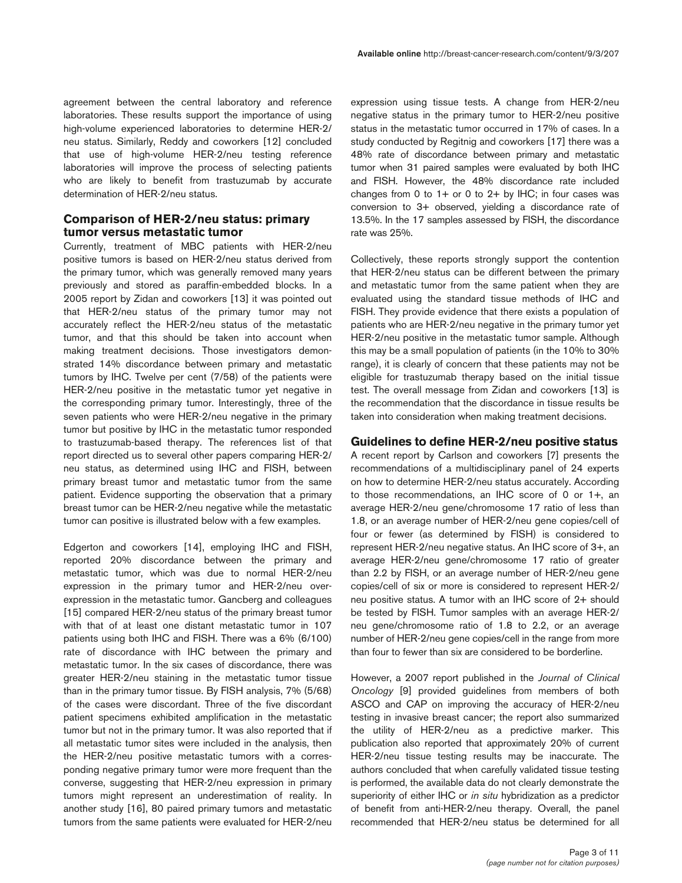agreement between the central laboratory and reference laboratories. These results support the importance of using high-volume experienced laboratories to determine HER-2/neu status. Similarly, Reddy and coworkers [12] concluded that use of high-volume HER-2/neu testing reference laboratories will improve the process of selecting patients who are likely to benefit from trastuzumab by accurate determination of HER-2/neu status.

## Comparison of HER-2/neu status: primary tumor versus metastatic tumor

Currently, treatment of MBC patients with HER-2/neu positive tumors is based on HER-2/neu status derived from the primary tumor, which was generally removed many years previously and stored as paraffin-embedded blocks. In a 2005 report by Zidan and coworkers [13] it was pointed out that HER-2/neu status of the primary tumor may not accurately reflect the HER-2/neu status of the metastatic tumor, and that this should be taken into account when making treatment decisions. Those investigators demonstrated 14% discordance between primary and metastatic tumors by IHC. Twelve per cent (7/58) of the patients were HER-2/neu positive in the metastatic tumor yet negative in the corresponding primary tumor. Interestingly, three of the seven patients who were HER-2/neu negative in the primary tumor but positive by IHC in the metastatic tumor responded to trastuzumab-based therapy. The references list of that report directed us to several other papers comparing HER-2/neu status, as determined using IHC and FISH, between primary breast tumor and metastatic tumor from the same patient. Evidence supporting the observation that a primary breast tumor can be HER-2/neu negative while the metastatic tumor can positive is illustrated below with a few examples.

Edgerton and coworkers [14], employing IHC and FISH, reported 20% discordance between the primary and metastatic tumor, which was due to normal HER-2/neu expression in the primary tumor and HER-2/neu overexpression in the metastatic tumor. Gancberg and colleagues [15] compared HER-2/neu status of the primary breast tumor with that of at least one distant metastatic tumor in 107 patients using both IHC and FISH. There was a 6% (6/100) rate of discordance with IHC between the primary and metastatic tumor. In the six cases of discordance, there was greater HER-2/neu staining in the metastatic tumor tissue than in the primary tumor tissue. By FISH analysis, 7% (5/68) of the cases were discordant. Three of the five discordant patient specimens exhibited amplification in the metastatic tumor but not in the primary tumor. It was also reported that if all metastatic tumor sites were included in the analysis, then the HER-2/neu positive metastatic tumors with a corresponding negative primary tumor were more frequent than the converse, suggesting that HER-2/neu expression in primary tumors might represent an underestimation of reality. In another study [16], 80 paired primary tumors and metastatic tumors from the same patients were evaluated for HER-2/neu expression using tissue tests. A change from HER-2/neu negative status in the primary tumor to HER-2/neu positive status in the metastatic tumor occurred in 17% of cases. In a study conducted by Regitnig and coworkers [17] there was a 48% rate of discordance between primary and metastatic tumor when 31 paired samples were evaluated by both IHC and FISH. However, the 48% discordance rate included changes from 0 to 1+ or 0 to 2+ by IHC; in four cases was conversion to 3+ observed, yielding a discordance rate of 13.5%. In the 17 samples assessed by FISH, the discordance rate was 25%.

Collectively, these reports strongly support the contention that HER-2/neu status can be different between the primary and metastatic tumor from the same patient when they are evaluated using the standard tissue methods of IHC and FISH. They provide evidence that there exists a population of patients who are HER-2/neu negative in the primary tumor yet HER-2/neu positive in the metastatic tumor sample. Although this may be a small population of patients (in the 10% to 30% range), it is clearly of concern that these patients may not be eligible for trastuzumab therapy based on the initial tissue test. The overall message from Zidan and coworkers [13] is the recommendation that the discordance in tissue results be taken into consideration when making treatment decisions.

## Guidelines to define HER-2/neu positive status

A recent report by Carlson and coworkers [7] presents the recommendations of a multidisciplinary panel of 24 experts on how to determine HER-2/neu status accurately. According to those recommendations, an IHC score of 0 or 1+, an average HER-2/neu gene/chromosome 17 ratio of less than 1.8, or an average number of HER-2/neu gene copies/cell of four or fewer (as determined by FISH) is considered to represent HER-2/neu negative status. An IHC score of 3+, an average HER-2/neu gene/chromosome 17 ratio of greater than 2.2 by FISH, or an average number of HER-2/neu gene copies/cell of six or more is considered to represent HER-2/neu positive status. A tumor with an IHC score of 2+ should be tested by FISH. Tumor samples with an average HER-2/neu gene/chromosome ratio of 1.8 to 2.2, or an average number of HER-2/neu gene copies/cell in the range from more than four to fewer than six are considered to be borderline.

However, a 2007 report published in the *Journal of Clinical Oncology* [9] provided guidelines from members of both ASCO and CAP on improving the accuracy of HER-2/neu testing in invasive breast cancer; the report also summarized the utility of HER-2/neu as a predictive marker. This publication also reported that approximately 20% of current HER-2/neu tissue testing results may be inaccurate. The authors concluded that when carefully validated tissue testing is performed, the available data do not clearly demonstrate the superiority of either IHC or *in situ* hybridization as a predictor of benefit from anti-HER-2/neu therapy. Overall, the panel recommended that HER-2/neu status be determined for all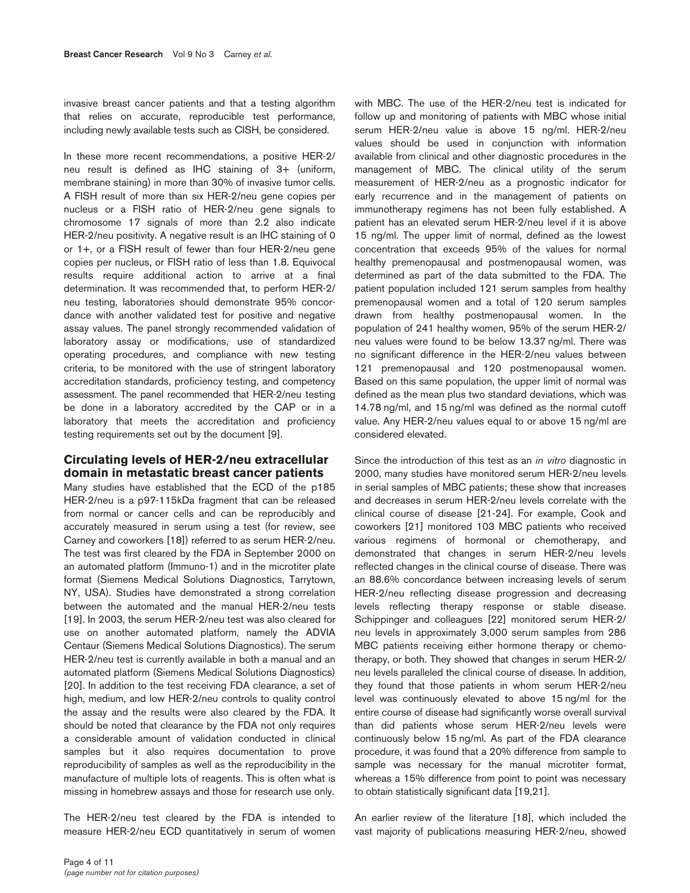invasive breast cancer patients and that a testing algorithm that relies on accurate, reproducible test performance, including newly available tests such as CISH, be considered.

In these more recent recommendations, a positive HER-2/neu result is defined as IHC staining of 3+ (uniform, membrane staining) in more than 30% of invasive tumor cells. A FISH result of more than six HER-2/neu gene copies per nucleus or a FISH ratio of HER-2/neu gene signals to chromosome 17 signals of more than 2.2 also indicate HER-2/neu positivity. A negative result is an IHC staining of 0 or 1+, or a FISH result of fewer than four HER-2/neu gene copies per nucleus, or FISH ratio of less than 1.8. Equivocal results require additional action to arrive at a final determination. It was recommended that, to perform HER-2/neu testing, laboratories should demonstrate 95% concordance with another validated test for positive and negative assay values. The panel strongly recommended validation of laboratory assay or modifications, use of standardized operating procedures, and compliance with new testing criteria, to be monitored with the use of stringent laboratory accreditation standards, proficiency testing, and competency assessment. The panel recommended that HER-2/neu testing be done in a laboratory accredited by the CAP or in a laboratory that meets the accreditation and proficiency testing requirements set out by the document [9].

## Circulating levels of HER-2/neu extracellular domain in metastatic breast cancer patients

Many studies have established that the ECD of the p185 HER-2/neu is a p97-115kDa fragment that can be released from normal or cancer cells and can be reproducibly and accurately measured in serum using a test (for review, see Carney and coworkers [18]) referred to as serum HER-2/neu. The test was first cleared by the FDA in September 2000 on an automated platform (Immuno-1) and in the microtiter plate format (Siemens Medical Solutions Diagnostics, Tarrytown, NY, USA). Studies have demonstrated a strong correlation between the automated and the manual HER-2/neu tests [19]. In 2003, the serum HER-2/neu test was also cleared for use on another automated platform, namely the ADVIA Centaur (Siemens Medical Solutions Diagnostics). The serum HER-2/neu test is currently available in both a manual and an automated platform (Siemens Medical Solutions Diagnostics) [20]. In addition to the test receiving FDA clearance, a set of high, medium, and low HER-2/neu controls to quality control the assay and the results were also cleared by the FDA. It should be noted that clearance by the FDA not only requires a considerable amount of validation conducted in clinical samples but it also requires documentation to prove reproducibility of samples as well as the reproducibility in the manufacture of multiple lots of reagents. This is often what is missing in homebrew assays and those for research use only.

The HER-2/neu test cleared by the FDA is intended to measure HER-2/neu ECD quantitatively in serum of women with MBC. The use of the HER-2/neu test is indicated for follow up and monitoring of patients with MBC whose initial serum HER-2/neu value is above 15 ng/ml. HER-2/neu values should be used in conjunction with information available from clinical and other diagnostic procedures in the management of MBC. The clinical utility of the serum measurement of HER-2/neu as a prognostic indicator for early recurrence and in the management of patients on immunotherapy regimens has not been fully established. A patient has an elevated serum HER-2/neu level if it is above 15 ng/ml. The upper limit of normal, defined as the lowest concentration that exceeds 95% of the values for normal healthy premenopausal and postmenopausal women, was determined as part of the data submitted to the FDA. The patient population included 121 serum samples from healthy premenopausal women and a total of 120 serum samples drawn from healthy postmenopausal women. In the population of 241 healthy women, 95% of the serum HER-2/neu values were found to be below 13.37 ng/ml. There was no significant difference in the HER-2/neu values between 121 premenopausal and 120 postmenopausal women. Based on this same population, the upper limit of normal was defined as the mean plus two standard deviations, which was 14.78 ng/ml, and 15 ng/ml was defined as the normal cutoff value. Any HER-2/neu values equal to or above 15 ng/ml are considered elevated.

Since the introduction of this test as an *in vitro* diagnostic in 2000, many studies have monitored serum HER-2/neu levels in serial samples of MBC patients; these show that increases and decreases in serum HER-2/neu levels correlate with the clinical course of disease [21-24]. For example, Cook and coworkers [21] monitored 103 MBC patients who received various regimens of hormonal or chemotherapy, and demonstrated that changes in serum HER-2/neu levels reflected changes in the clinical course of disease. There was an 88.6% concordance between increasing levels of serum HER-2/neu reflecting disease progression and decreasing levels reflecting therapy response or stable disease. Schippinger and colleagues [22] monitored serum HER-2/neu levels in approximately 3,000 serum samples from 286 MBC patients receiving either hormone therapy or chemotherapy, or both. They showed that changes in serum HER-2/neu levels paralleled the clinical course of disease. In addition, they found that those patients in whom serum HER-2/neu level was continuously elevated to above 15 ng/ml for the entire course of disease had significantly worse overall survival than did patients whose serum HER-2/neu levels were continuously below 15 ng/ml. As part of the FDA clearance procedure, it was found that a 20% difference from sample to sample was necessary for the manual microtiter format, whereas a 15% difference from point to point was necessary to obtain statistically significant data [19,21].

An earlier review of the literature [18], which included the vast majority of publications measuring HER-2/neu, showed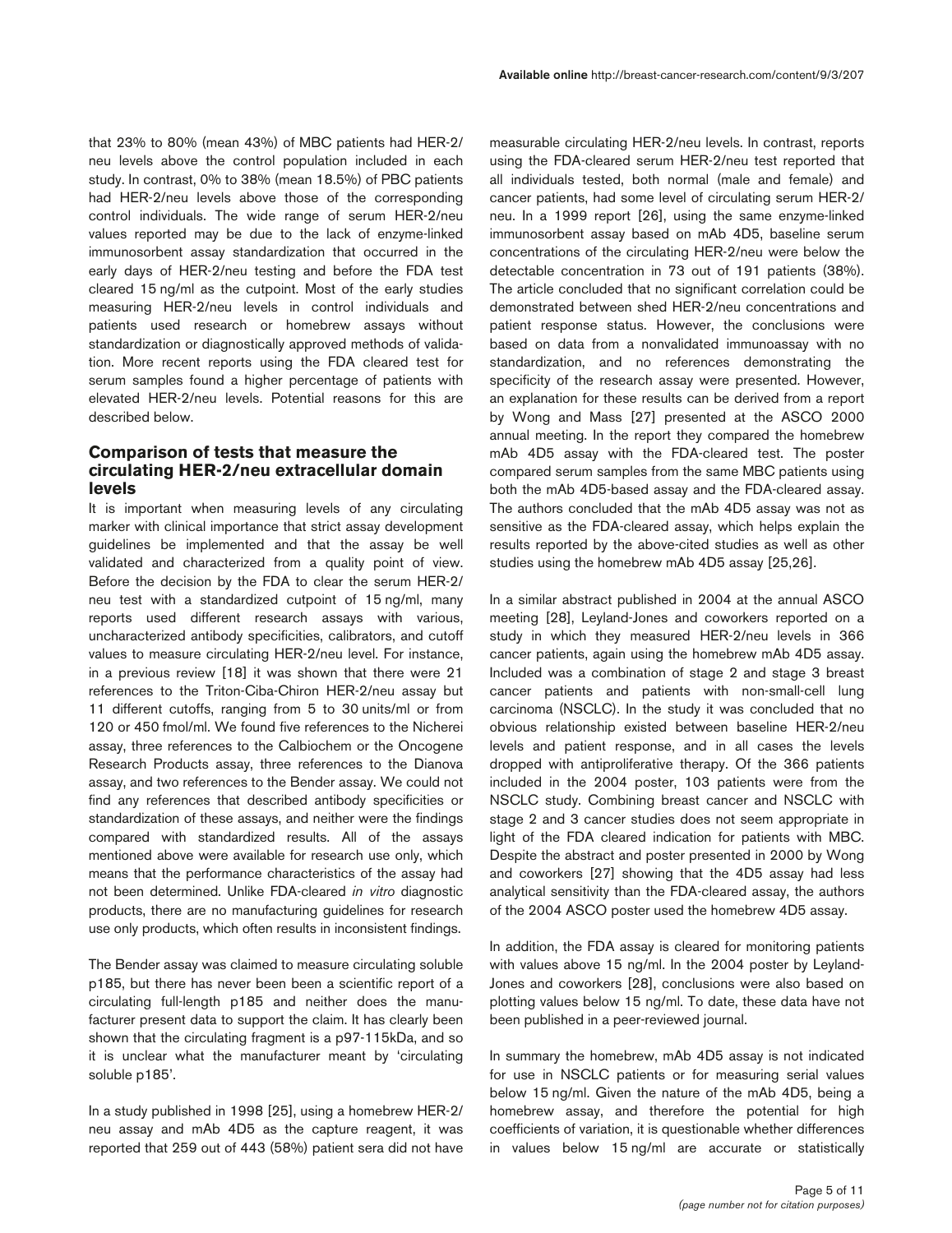that 23% to 80% (mean 43%) of MBC patients had HER-2/neu levels above the control population included in each study. In contrast, 0% to 38% (mean 18.5%) of PBC patients had HER-2/neu levels above those of the corresponding control individuals. The wide range of serum HER-2/neu values reported may be due to the lack of enzyme-linked immunosorbent assay standardization that occurred in the early days of HER-2/neu testing and before the FDA test cleared 15 ng/ml as the cutpoint. Most of the early studies measuring HER-2/neu levels in control individuals and patients used research or homebrew assays without standardization or diagnostically approved methods of validation. More recent reports using the FDA cleared test for serum samples found a higher percentage of patients with elevated HER-2/neu levels. Potential reasons for this are described below.

## Comparison of tests that measure the circulating HER-2/neu extracellular domain levels

It is important when measuring levels of any circulating marker with clinical importance that strict assay development guidelines be implemented and that the assay be well validated and characterized from a quality point of view. Before the decision by the FDA to clear the serum HER-2/neu test with a standardized cutpoint of 15 ng/ml, many reports used different research assays with various, uncharacterized antibody specificities, calibrators, and cutoff values to measure circulating HER-2/neu level. For instance, in a previous review [18] it was shown that there were 21 references to the Triton-Ciba-Chiron HER-2/neu assay but 11 different cutoffs, ranging from 5 to 30 units/ml or from 120 or 450 fmol/ml. We found five references to the Nicherei assay, three references to the Calbiochem or the Oncogene Research Products assay, three references to the Dianova assay, and two references to the Bender assay. We could not find any references that described antibody specificities or standardization of these assays, and neither were the findings compared with standardized results. All of the assays mentioned above were available for research use only, which means that the performance characteristics of the assay had not been determined. Unlike FDA-cleared *in vitro* diagnostic products, there are no manufacturing guidelines for research use only products, which often results in inconsistent findings.

The Bender assay was claimed to measure circulating soluble p185, but there has never been been a scientific report of a circulating full-length p185 and neither does the manufacturer present data to support the claim. It has clearly been shown that the circulating fragment is a p97-115kDa, and so it is unclear what the manufacturer meant by 'circulating soluble p185'.

In a study published in 1998 [25], using a homebrew HER-2/neu assay and mAb 4D5 as the capture reagent, it was reported that 259 out of 443 (58%) patient sera did not have measurable circulating HER-2/neu levels. In contrast, reports using the FDA-cleared serum HER-2/neu test reported that all individuals tested, both normal (male and female) and cancer patients, had some level of circulating serum HER-2/neu. In a 1999 report [26], using the same enzyme-linked immunosorbent assay based on mAb 4D5, baseline serum concentrations of the circulating HER-2/neu were below the detectable concentration in 73 out of 191 patients (38%). The article concluded that no significant correlation could be demonstrated between shed HER-2/neu concentrations and patient response status. However, the conclusions were based on data from a nonvalidated immunoassay with no standardization, and no references demonstrating the specificity of the research assay were presented. However, an explanation for these results can be derived from a report by Wong and Mass [27] presented at the ASCO 2000 annual meeting. In the report they compared the homebrew mAb 4D5 assay with the FDA-cleared test. The poster compared serum samples from the same MBC patients using both the mAb 4D5-based assay and the FDA-cleared assay. The authors concluded that the mAb 4D5 assay was not as sensitive as the FDA-cleared assay, which helps explain the results reported by the above-cited studies as well as other studies using the homebrew mAb 4D5 assay [25,26].

In a similar abstract published in 2004 at the annual ASCO meeting [28], Leyland-Jones and coworkers reported on a study in which they measured HER-2/neu levels in 366 cancer patients, again using the homebrew mAb 4D5 assay. Included was a combination of stage 2 and stage 3 breast cancer patients and patients with non-small-cell lung carcinoma (NSCLC). In the study it was concluded that no obvious relationship existed between baseline HER-2/neu levels and patient response, and in all cases the levels dropped with antiproliferative therapy. Of the 366 patients included in the 2004 poster, 103 patients were from the NSCLC study. Combining breast cancer and NSCLC with stage 2 and 3 cancer studies does not seem appropriate in light of the FDA cleared indication for patients with MBC. Despite the abstract and poster presented in 2000 by Wong and coworkers [27] showing that the 4D5 assay had less analytical sensitivity than the FDA-cleared assay, the authors of the 2004 ASCO poster used the homebrew 4D5 assay.

In addition, the FDA assay is cleared for monitoring patients with values above 15 ng/ml. In the 2004 poster by Leyland-Jones and coworkers [28], conclusions were also based on plotting values below 15 ng/ml. To date, these data have not been published in a peer-reviewed journal.

In summary the homebrew, mAb 4D5 assay is not indicated for use in NSCLC patients or for measuring serial values below 15 ng/ml. Given the nature of the mAb 4D5, being a homebrew assay, and therefore the potential for high coefficients of variation, it is questionable whether differences in values below 15 ng/ml are accurate or statistically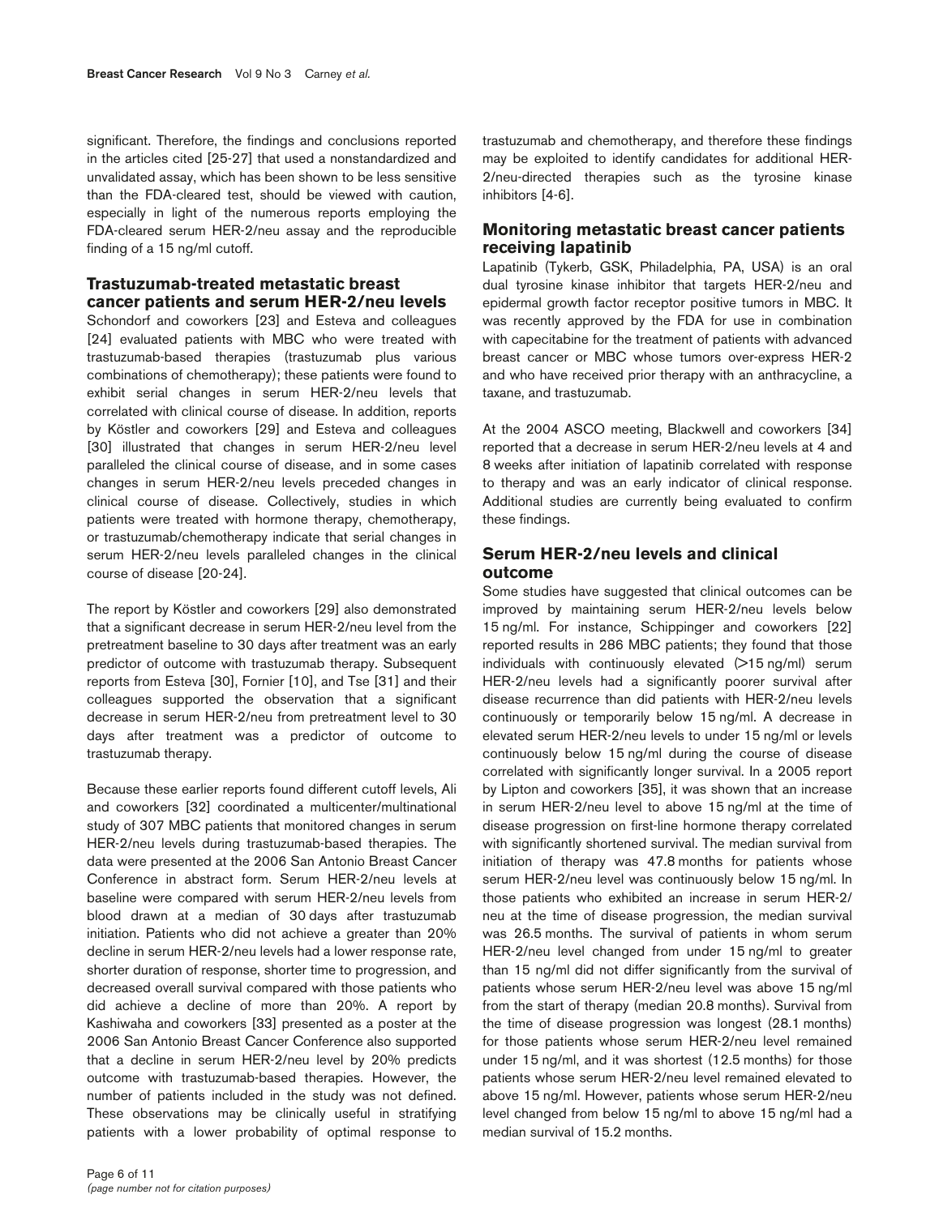significant. Therefore, the findings and conclusions reported in the articles cited [25-27] that used a nonstandardized and unvalidated assay, which has been shown to be less sensitive than the FDA-cleared test, should be viewed with caution, especially in light of the numerous reports employing the FDA-cleared serum HER-2/neu assay and the reproducible finding of a 15 ng/ml cutoff.

## Trastuzumab-treated metastatic breast cancer patients and serum HER-2/neu levels

Schondorf and coworkers [23] and Esteva and colleagues [24] evaluated patients with MBC who were treated with trastuzumab-based therapies (trastuzumab plus various combinations of chemotherapy); these patients were found to exhibit serial changes in serum HER-2/neu levels that correlated with clinical course of disease. In addition, reports by Köstler and coworkers [29] and Esteva and colleagues [30] illustrated that changes in serum HER-2/neu level paralleled the clinical course of disease, and in some cases changes in serum HER-2/neu levels preceded changes in clinical course of disease. Collectively, studies in which patients were treated with hormone therapy, chemotherapy, or trastuzumab/chemotherapy indicate that serial changes in serum HER-2/neu levels paralleled changes in the clinical course of disease [20-24].

The report by Köstler and coworkers [29] also demonstrated that a significant decrease in serum HER-2/neu level from the pretreatment baseline to 30 days after treatment was an early predictor of outcome with trastuzumab therapy. Subsequent reports from Esteva [30], Fornier [10], and Tse [31] and their colleagues supported the observation that a significant decrease in serum HER-2/neu from pretreatment level to 30 days after treatment was a predictor of outcome to trastuzumab therapy.

Because these earlier reports found different cutoff levels, Ali and coworkers [32] coordinated a multicenter/multinational study of 307 MBC patients that monitored changes in serum HER-2/neu levels during trastuzumab-based therapies. The data were presented at the 2006 San Antonio Breast Cancer Conference in abstract form. Serum HER-2/neu levels at baseline were compared with serum HER-2/neu levels from blood drawn at a median of 30 days after trastuzumab initiation. Patients who did not achieve a greater than 20% decline in serum HER-2/neu levels had a lower response rate, shorter duration of response, shorter time to progression, and decreased overall survival compared with those patients who did achieve a decline of more than 20%. A report by Kashiwaha and coworkers [33] presented as a poster at the 2006 San Antonio Breast Cancer Conference also supported that a decline in serum HER-2/neu level by 20% predicts outcome with trastuzumab-based therapies. However, the number of patients included in the study was not defined. These observations may be clinically useful in stratifying patients with a lower probability of optimal response to trastuzumab and chemotherapy, and therefore these findings may be exploited to identify candidates for additional HER-2/neu-directed therapies such as the tyrosine kinase inhibitors [4-6].

## Monitoring metastatic breast cancer patients receiving lapatinib

Lapatinib (Tykerb, GSK, Philadelphia, PA, USA) is an oral dual tyrosine kinase inhibitor that targets HER-2/neu and epidermal growth factor receptor positive tumors in MBC. It was recently approved by the FDA for use in combination with capecitabine for the treatment of patients with advanced breast cancer or MBC whose tumors over-express HER-2 and who have received prior therapy with an anthracycline, a taxane, and trastuzumab.

At the 2004 ASCO meeting, Blackwell and coworkers [34] reported that a decrease in serum HER-2/neu levels at 4 and 8 weeks after initiation of lapatinib correlated with response to therapy and was an early indicator of clinical response. Additional studies are currently being evaluated to confirm these findings.

## Serum HER-2/neu levels and clinical outcome

Some studies have suggested that clinical outcomes can be improved by maintaining serum HER-2/neu levels below 15 ng/ml. For instance, Schippinger and coworkers [22] reported results in 286 MBC patients; they found that those individuals with continuously elevated (>15 ng/ml) serum HER-2/neu levels had a significantly poorer survival after disease recurrence than did patients with HER-2/neu levels continuously or temporarily below 15 ng/ml. A decrease in elevated serum HER-2/neu levels to under 15 ng/ml or levels continuously below 15 ng/ml during the course of disease correlated with significantly longer survival. In a 2005 report by Lipton and coworkers [35], it was shown that an increase in serum HER-2/neu level to above 15 ng/ml at the time of disease progression on first-line hormone therapy correlated with significantly shortened survival. The median survival from initiation of therapy was 47.8 months for patients whose serum HER-2/neu level was continuously below 15 ng/ml. In those patients who exhibited an increase in serum HER-2/neu at the time of disease progression, the median survival was 26.5 months. The survival of patients in whom serum HER-2/neu level changed from under 15 ng/ml to greater than 15 ng/ml did not differ significantly from the survival of patients whose serum HER-2/neu level was above 15 ng/ml from the start of therapy (median 20.8 months). Survival from the time of disease progression was longest (28.1 months) for those patients whose serum HER-2/neu level remained under 15 ng/ml, and it was shortest (12.5 months) for those patients whose serum HER-2/neu level remained elevated to above 15 ng/ml. However, patients whose serum HER-2/neu level changed from below 15 ng/ml to above 15 ng/ml had a median survival of 15.2 months.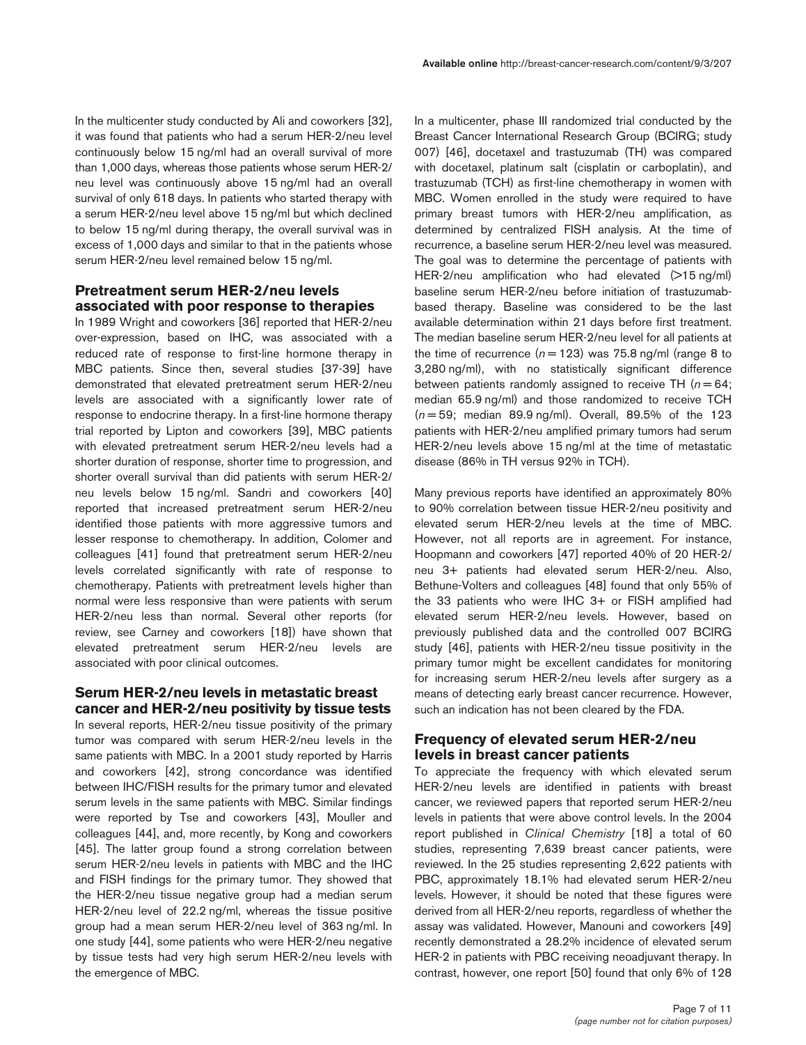In the multicenter study conducted by Ali and coworkers [32], it was found that patients who had a serum HER-2/neu level continuously below 15 ng/ml had an overall survival of more than 1,000 days, whereas those patients whose serum HER-2/neu level was continuously above 15 ng/ml had an overall survival of only 618 days. In patients who started therapy with a serum HER-2/neu level above 15 ng/ml but which declined to below 15 ng/ml during therapy, the overall survival was in excess of 1,000 days and similar to that in the patients whose serum HER-2/neu level remained below 15 ng/ml.

## Pretreatment serum HER-2/neu levels associated with poor response to therapies

In 1989 Wright and coworkers [36] reported that HER-2/neu over-expression, based on IHC, was associated with a reduced rate of response to first-line hormone therapy in MBC patients. Since then, several studies [37-39] have demonstrated that elevated pretreatment serum HER-2/neu levels are associated with a significantly lower rate of response to endocrine therapy. In a first-line hormone therapy trial reported by Lipton and coworkers [39], MBC patients with elevated pretreatment serum HER-2/neu levels had a shorter duration of response, shorter time to progression, and shorter overall survival than did patients with serum HER-2/neu levels below 15 ng/ml. Sandri and coworkers [40] reported that increased pretreatment serum HER-2/neu identified those patients with more aggressive tumors and lesser response to chemotherapy. In addition, Colomer and colleagues [41] found that pretreatment serum HER-2/neu levels correlated significantly with rate of response to chemotherapy. Patients with pretreatment levels higher than normal were less responsive than were patients with serum HER-2/neu less than normal. Several other reports (for review, see Carney and coworkers [18]) have shown that elevated pretreatment serum HER-2/neu levels are associated with poor clinical outcomes.

## Serum HER-2/neu levels in metastatic breast cancer and HER-2/neu positivity by tissue tests

In several reports, HER-2/neu tissue positivity of the primary tumor was compared with serum HER-2/neu levels in the same patients with MBC. In a 2001 study reported by Harris and coworkers [42], strong concordance was identified between IHC/FISH results for the primary tumor and elevated serum levels in the same patients with MBC. Similar findings were reported by Tse and coworkers [43], Mouller and colleagues [44], and, more recently, by Kong and coworkers [45]. The latter group found a strong correlation between serum HER-2/neu levels in patients with MBC and the IHC and FISH findings for the primary tumor. They showed that the HER-2/neu tissue negative group had a median serum HER-2/neu level of 22.2 ng/ml, whereas the tissue positive group had a mean serum HER-2/neu level of 363 ng/ml. In one study [44], some patients who were HER-2/neu negative by tissue tests had very high serum HER-2/neu levels with the emergence of MBC.

In a multicenter, phase III randomized trial conducted by the Breast Cancer International Research Group (BCIRG; study 007) [46], docetaxel and trastuzumab (TH) was compared with docetaxel, platinum salt (cisplatin or carboplatin), and trastuzumab (TCH) as first-line chemotherapy in women with MBC. Women enrolled in the study were required to have primary breast tumors with HER-2/neu amplification, as determined by centralized FISH analysis. At the time of recurrence, a baseline serum HER-2/neu level was measured. The goal was to determine the percentage of patients with HER-2/neu amplification who had elevated (>15 ng/ml) baseline serum HER-2/neu before initiation of trastuzumab-based therapy. Baseline was considered to be the last available determination within 21 days before first treatment. The median baseline serum HER-2/neu level for all patients at the time of recurrence ($n = 123$) was 75.8 ng/ml (range 8 to 3,280 ng/ml), with no statistically significant difference between patients randomly assigned to receive TH ($n = 64$; median 65.9 ng/ml) and those randomized to receive TCH ($n = 59$; median 89.9 ng/ml). Overall, 89.5% of the 123 patients with HER-2/neu amplified primary tumors had serum HER-2/neu levels above 15 ng/ml at the time of metastatic disease (86% in TH versus 92% in TCH).

Many previous reports have identified an approximately 80% to 90% correlation between tissue HER-2/neu positivity and elevated serum HER-2/neu levels at the time of MBC. However, not all reports are in agreement. For instance, Hoopmann and coworkers [47] reported 40% of 20 HER-2/neu 3+ patients had elevated serum HER-2/neu. Also, Bethune-Volters and colleagues [48] found that only 55% of the 33 patients who were IHC 3+ or FISH amplified had elevated serum HER-2/neu levels. However, based on previously published data and the controlled 007 BCIRG study [46], patients with HER-2/neu tissue positivity in the primary tumor might be excellent candidates for monitoring for increasing serum HER-2/neu levels after surgery as a means of detecting early breast cancer recurrence. However, such an indication has not been cleared by the FDA.

## Frequency of elevated serum HER-2/neu levels in breast cancer patients

To appreciate the frequency with which elevated serum HER-2/neu levels are identified in patients with breast cancer, we reviewed papers that reported serum HER-2/neu levels in patients that were above control levels. In the 2004 report published in *Clinical Chemistry* [18] a total of 60 studies, representing 7,639 breast cancer patients, were reviewed. In the 25 studies representing 2,622 patients with PBC, approximately 18.1% had elevated serum HER-2/neu levels. However, it should be noted that these figures were derived from all HER-2/neu reports, regardless of whether the assay was validated. However, Manouni and coworkers [49] recently demonstrated a 28.2% incidence of elevated serum HER-2 in patients with PBC receiving neoadjuvant therapy. In contrast, however, one report [50] found that only 6% of 128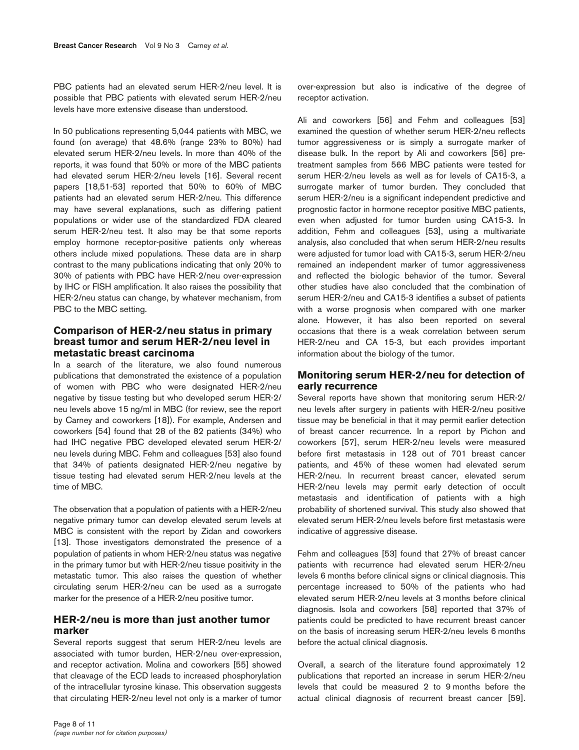PBC patients had an elevated serum HER-2/neu level. It is possible that PBC patients with elevated serum HER-2/neu levels have more extensive disease than understood.

In 50 publications representing 5,044 patients with MBC, we found (on average) that 48.6% (range 23% to 80%) had elevated serum HER-2/neu levels. In more than 40% of the reports, it was found that 50% or more of the MBC patients had elevated serum HER-2/neu levels [16]. Several recent papers [18,51-53] reported that 50% to 60% of MBC patients had an elevated serum HER-2/neu. This difference may have several explanations, such as differing patient populations or wider use of the standardized FDA cleared serum HER-2/neu test. It also may be that some reports employ hormone receptor-positive patients only whereas others include mixed populations. These data are in sharp contrast to the many publications indicating that only 20% to 30% of patients with PBC have HER-2/neu over-expression by IHC or FISH amplification. It also raises the possibility that HER-2/neu status can change, by whatever mechanism, from PBC to the MBC setting.

## Comparison of HER-2/neu status in primary breast tumor and serum HER-2/neu level in metastatic breast carcinoma

In a search of the literature, we also found numerous publications that demonstrated the existence of a population of women with PBC who were designated HER-2/neu negative by tissue testing but who developed serum HER-2/neu levels above 15 ng/ml in MBC (for review, see the report by Carney and coworkers [18]). For example, Andersen and coworkers [54] found that 28 of the 82 patients (34%) who had IHC negative PBC developed elevated serum HER-2/neu levels during MBC. Fehm and colleagues [53] also found that 34% of patients designated HER-2/neu negative by tissue testing had elevated serum HER-2/neu levels at the time of MBC.

The observation that a population of patients with a HER-2/neu negative primary tumor can develop elevated serum levels at MBC is consistent with the report by Zidan and coworkers [13]. Those investigators demonstrated the presence of a population of patients in whom HER-2/neu status was negative in the primary tumor but with HER-2/neu tissue positivity in the metastatic tumor. This also raises the question of whether circulating serum HER-2/neu can be used as a surrogate marker for the presence of a HER-2/neu positive tumor.

## HER-2/neu is more than just another tumor marker

Several reports suggest that serum HER-2/neu levels are associated with tumor burden, HER-2/neu over-expression, and receptor activation. Molina and coworkers [55] showed that cleavage of the ECD leads to increased phosphorylation of the intracellular tyrosine kinase. This observation suggests that circulating HER-2/neu level not only is a marker of tumor over-expression but also is indicative of the degree of receptor activation.

Ali and coworkers [56] and Fehm and colleagues [53] examined the question of whether serum HER-2/neu reflects tumor aggressiveness or is simply a surrogate marker of disease bulk. In the report by Ali and coworkers [56] pre-treatment samples from 566 MBC patients were tested for serum HER-2/neu levels as well as for levels of CA15-3, a surrogate marker of tumor burden. They concluded that serum HER-2/neu is a significant independent predictive and prognostic factor in hormone receptor positive MBC patients, even when adjusted for tumor burden using CA15-3. In addition, Fehm and colleagues [53], using a multivariate analysis, also concluded that when serum HER-2/neu results were adjusted for tumor load with CA15-3, serum HER-2/neu remained an independent marker of tumor aggressiveness and reflected the biologic behavior of the tumor. Several other studies have also concluded that the combination of serum HER-2/neu and CA15-3 identifies a subset of patients with a worse prognosis when compared with one marker alone. However, it has also been reported on several occasions that there is a weak correlation between serum HER-2/neu and CA 15-3, but each provides important information about the biology of the tumor.

## Monitoring serum HER-2/neu for detection of early recurrence

Several reports have shown that monitoring serum HER-2/neu levels after surgery in patients with HER-2/neu positive tissue may be beneficial in that it may permit earlier detection of breast cancer recurrence. In a report by Pichon and coworkers [57], serum HER-2/neu levels were measured before first metastasis in 128 out of 701 breast cancer patients, and 45% of these women had elevated serum HER-2/neu. In recurrent breast cancer, elevated serum HER-2/neu levels may permit early detection of occult metastasis and identification of patients with a high probability of shortened survival. This study also showed that elevated serum HER-2/neu levels before first metastasis were indicative of aggressive disease.

Fehm and colleagues [53] found that 27% of breast cancer patients with recurrence had elevated serum HER-2/neu levels 6 months before clinical signs or clinical diagnosis. This percentage increased to 50% of the patients who had elevated serum HER-2/neu levels at 3 months before clinical diagnosis. Isola and coworkers [58] reported that 37% of patients could be predicted to have recurrent breast cancer on the basis of increasing serum HER-2/neu levels 6 months before the actual clinical diagnosis.

Overall, a search of the literature found approximately 12 publications that reported an increase in serum HER-2/neu levels that could be measured 2 to 9 months before the actual clinical diagnosis of recurrent breast cancer [59].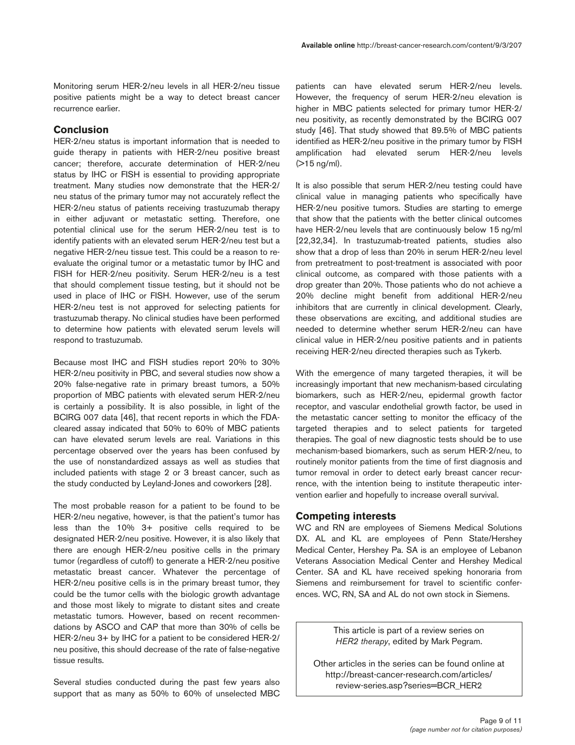Monitoring serum HER-2/neu levels in all HER-2/neu tissue positive patients might be a way to detect breast cancer recurrence earlier.

## Conclusion

HER-2/neu status is important information that is needed to guide therapy in patients with HER-2/neu positive breast cancer; therefore, accurate determination of HER-2/neu status by IHC or FISH is essential to providing appropriate treatment. Many studies now demonstrate that the HER-2/neu status of the primary tumor may not accurately reflect the HER-2/neu status of patients receiving trastuzumab therapy in either adjuvant or metastatic setting. Therefore, one potential clinical use for the serum HER-2/neu test is to identify patients with an elevated serum HER-2/neu test but a negative HER-2/neu tissue test. This could be a reason to re-evaluate the original tumor or a metastatic tumor by IHC and FISH for HER-2/neu positivity. Serum HER-2/neu is a test that should complement tissue testing, but it should not be used in place of IHC or FISH. However, use of the serum HER-2/neu test is not approved for selecting patients for trastuzumab therapy. No clinical studies have been performed to determine how patients with elevated serum levels will respond to trastuzumab.

Because most IHC and FISH studies report 20% to 30% HER-2/neu positivity in PBC, and several studies now show a 20% false-negative rate in primary breast tumors, a 50% proportion of MBC patients with elevated serum HER-2/neu is certainly a possibility. It is also possible, in light of the BCIRG 007 data [46], that recent reports in which the FDA-cleared assay indicated that 50% to 60% of MBC patients can have elevated serum levels are real. Variations in this percentage observed over the years has been confused by the use of nonstandardized assays as well as studies that included patients with stage 2 or 3 breast cancer, such as the study conducted by Leyland-Jones and coworkers [28].

The most probable reason for a patient to be found to be HER-2/neu negative, however, is that the patient's tumor has less than the 10% 3+ positive cells required to be designated HER-2/neu positive. However, it is also likely that there are enough HER-2/neu positive cells in the primary tumor (regardless of cutoff) to generate a HER-2/neu positive metastatic breast cancer. Whatever the percentage of HER-2/neu positive cells is in the primary breast tumor, they could be the tumor cells with the biologic growth advantage and those most likely to migrate to distant sites and create metastatic tumors. However, based on recent recommendations by ASCO and CAP that more than 30% of cells be HER-2/neu 3+ by IHC for a patient to be considered HER-2/neu positive, this should decrease of the rate of false-negative tissue results.

Several studies conducted during the past few years also support that as many as 50% to 60% of unselected MBC patients can have elevated serum HER-2/neu levels. However, the frequency of serum HER-2/neu elevation is higher in MBC patients selected for primary tumor HER-2/neu positivity, as recently demonstrated by the BCIRG 007 study [46]. That study showed that 89.5% of MBC patients identified as HER-2/neu positive in the primary tumor by FISH amplification had elevated serum HER-2/neu levels (>15 ng/ml).

It is also possible that serum HER-2/neu testing could have clinical value in managing patients who specifically have HER-2/neu positive tumors. Studies are starting to emerge that show that the patients with the better clinical outcomes have HER-2/neu levels that are continuously below 15 ng/ml [22,32,34]. In trastuzumab-treated patients, studies also show that a drop of less than 20% in serum HER-2/neu level from pretreatment to post-treatment is associated with poor clinical outcome, as compared with those patients with a drop greater than 20%. Those patients who do not achieve a 20% decline might benefit from additional HER-2/neu inhibitors that are currently in clinical development. Clearly, these observations are exciting, and additional studies are needed to determine whether serum HER-2/neu can have clinical value in HER-2/neu positive patients and in patients receiving HER-2/neu directed therapies such as Tykerb.

With the emergence of many targeted therapies, it will be increasingly important that new mechanism-based circulating biomarkers, such as HER-2/neu, epidermal growth factor receptor, and vascular endothelial growth factor, be used in the metastatic cancer setting to monitor the efficacy of the targeted therapies and to select patients for targeted therapies. The goal of new diagnostic tests should be to use mechanism-based biomarkers, such as serum HER-2/neu, to routinely monitor patients from the time of first diagnosis and tumor removal in order to detect early breast cancer recurrence, with the intention being to institute therapeutic intervention earlier and hopefully to increase overall survival.

## Competing interests

WC and RN are employees of Siemens Medical Solutions DX. AL and KL are employees of Penn State/Hershey Medical Center, Hershey Pa. SA is an employee of Lebanon Veterans Association Medical Center and Hershey Medical Center. SA and KL have received speking honoraria from Siemens and reimbursement for travel to scientific conferences. WC, RN, SA and AL do not own stock in Siemens.

This article is part of a review series on *HER2 therapy*, edited by Mark Pegram.

Other articles in the series can be found online at http://breast-cancer-research.com/articles/review-series.asp?series=BCR_HER2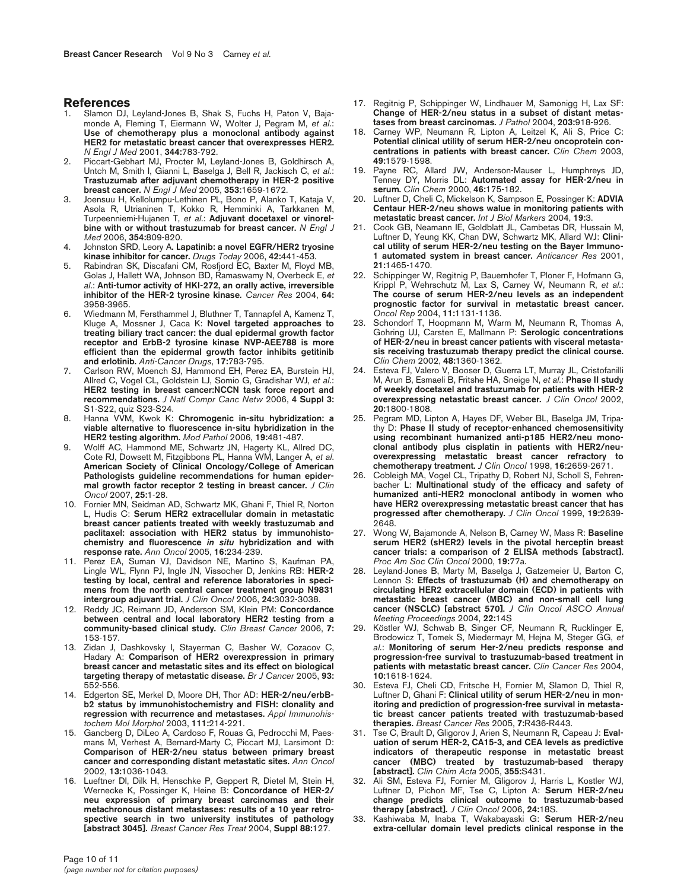## References

1. Slamon DJ, Leyland-Jones B, Shak S, Fuchs H, Paton V, Bajamonde A, Fleming T, Eiermann W, Wolter J, Pegram M, *et al.*: **Use of chemotherapy plus a monoclonal antibody against HER2 for metastatic breast cancer that overexpresses HER2.** *N Engl J Med* 2001, **344:**783-792.
2. Piccart-Gebhart MJ, Procter M, Leyland-Jones B, Goldhirsch A, Untch M, Smith I, Gianni L, Baselga J, Bell R, Jackisch C, *et al.*: **Trastuzumab after adjuvant chemotherapy in HER-2 positive breast cancer.** *N Engl J Med* 2005, **353:**1659-1672.
3. Joensuu H, Kellolumpu-Lethinen PL, Bono P, Alanko T, Kataja V, Asola R, Utrianinen T, Kokko R, Hemminki A, Tarkkanen M, Turpeenniemi-Hujanen T, *et al.*: **Adjuvant docetaxel or vinorelbine with or without trastuzumab for breast cancer.** *N Engl J Med* 2006, **354:**809-820.
4. Johnston SRD, Leory A. **Lapatinib: a novel EGFR/HER2 tyrosine kinase inhibitor for cancer.** *Drugs Today* 2006, **42:**441-453.
5. Rabindran SK, Discafani CM, Rosfjord EC, Baxter M, Floyd MB, Golas J, Hallett WA, Johnson BD, Ramaswamy N, Overbeck E, *et al.*: **Anti-tumor activity of HKI-272, an orally active, irreversible inhibitor of the HER-2 tyrosine kinase.** *Cancer Res* 2004, **64:** 3958-3965.
6. Wiedmann M, Fersthammel J, Bluthner T, Tannapfel A, Kamenz T, Kluge A, Mossner J, Caca K: **Novel targeted approaches to treating biliary tract cancer: the dual epidermal growth factor receptor and ErbB-2 tyrosine kinase NVP-AEE788 is more efficient than the epidermal growth factor inhibits getitinib and erlotinib.** *Anti-Cancer Drugs*, **17:**783-795.
7. Carlson RW, Moench SJ, Hammond EH, Perez EA, Burstein HJ, Allred C, Vogel CL, Goldstein LJ, Somio G, Gradishar WJ, *et al.*: **HER2 testing in breast cancer:NCCN task force report and recommendations.** *J Natl Compr Canc Netw* 2006, **4 Suppl 3:** S1-S22, quiz S23-S24.
8. Hanna VVM, Kwok K: **Chromogenic in-situ hybridization: a viable alternative to fluorescence in-situ hybridization in the HER2 testing algorithm.** *Mod Pathol* 2006, **19:**481-487.
9. Wolff AC, Hammond ME, Schwartz JN, Hagerty KL, Allred DC, Cote RJ, Dowsett M, Fitzgibbons PL, Hanna WM, Langer A, *et al.* **American Society of Clinical Oncology/College of American Pathologists guideline recommendations for human epidermal growth factor receptor 2 testing in breast cancer.** *J Clin Oncol* 2007, **25:**1-28.
10. Fornier MN, Seidman AD, Schwartz MK, Ghani F, Thiel R, Norton L, Hudis C: **Serum HER2 extracellular domain in metastatic breast cancer patients treated with weekly trastuzumab and paclitaxel: association with HER2 status by immunohistochemistry and fluorescence *in situ* hybridization and with response rate.** *Ann Oncol* 2005, **16:**234-239.
11. Perez EA, Suman VJ, Davidson NE, Martino S, Kaufman PA, Lingle WL, Flynn PJ, Ingle JN, Visscher D, Jenkins RB: **HER-2 testing by local, central and reference laboratories in specimens from the north central cancer treatment group N9831 intergroup adjuvant trial.** *J Clin Oncol* 2006, **24:**3032-3038.
12. Reddy JC, Reimann JD, Anderson SM, Klein PM: **Concordance between central and local laboratory HER2 testing from a community-based clinical study.** *Clin Breast Cancer* 2006, **7:** 153-157.
13. Zidan J, Dashkovsky I, Stayerman C, Basher W, Cozacov C, Hadary A: **Comparison of HER2 overexpression in primary breast cancer and metastatic sites and its effect on biological targeting therapy of metastatic disease.** *Br J Cancer* 2005, **93:** 552-556.
14. Edgerton SE, Merkel D, Moore DH, Thor AD: **HER-2/neu/erbB-b2 status by immunohistochemistry and FISH: clonality and regression with recurrence and metastases.** *Appl Immunohistochem Mol Morphol* 2003, **111:**214-221.
15. Gancberg D, DiLeo A, Cardoso F, Rouas G, Pedrocchi M, Paesmans M, Verhest A, Bernard-Marty C, Piccart MJ, Larsimont D: **Comparison of HER-2/neu status between primary breast cancer and corresponding distant metastatic sites.** *Ann Oncol* 2002, **13:**1036-1043.
16. Lueftner DI, Dilk H, Henschke P, Geppert R, Dietel M, Stein H, Wernecke K, Possinger K, Heine B: **Concordance of HER-2/neu expression of primary breast carcinomas and their metachronous distant metastases: results of a 10 year retrospective search in two university institutes of pathology [abstract 3045].** *Breast Cancer Res Treat* 2004, **Suppl 88:**127.
17. Regitnig P, Schippinger W, Lindhauer M, Samonigg H, Lax SF: **Change of HER-2/neu status in a subset of distant metastases from breast carcinomas.** *J Pathol* 2004, **203:**918-926.
18. Carney WP, Neumann R, Lipton A, Leitzel K, Ali S, Price C: **Potential clinical utility of serum HER-2/neu oncoprotein concentrations in patients with breast cancer.** *Clin Chem* 2003, **49:**1579-1598.
19. Payne RC, Allard JW, Anderson-Mauser L, Humphreys JD, Tenney DY, Morris DL: **Automated assay for HER-2/neu in serum.** *Clin Chem* 2000, **46:**175-182.
20. Luftner D, Cheli C, Mickelson K, Sampson E, Possinger K: **ADVIA Centaur HER-2/neu shows walue in monitoring patients with metastatic breast cancer.** *Int J Biol Markers* 2004, **19:**3.
21. Cook GB, Neamann IE, Goldblatt JL, Cambetas DR, Hussain M, Luftner D, Yeung KK, Chan DW, Schwartz MK, Allard WJ: **Clinical utility of serum HER-2/neu testing on the Bayer Immuno-1 automated system in breast cancer.** *Anticancer Res* 2001, **21:**1465-1470.
22. Schippinger W, Regitnig P, Bauernhofer T, Ploner F, Hofmann G, Krippl P, Wehrschutz M, Lax S, Carney W, Neumann R, *et al.*: **The course of serum HER-2/neu levels as an independent prognostic factor for survival in metastatic breast cancer.** *Oncol Rep* 2004, **11:**1131-1136.
23. Schondorf T, Hoopmann M, Warm M, Neumann R, Thomas A, Gohring UJ, Carsten E, Mallmann P: **Serologic concentrations of HER-2/neu in breast cancer patients with visceral metastasis receiving trastuzumab therapy predict the clinical course.** *Clin Chem* 2002, **48:**1360-1362.
24. Esteva FJ, Valero V, Booser D, Guerra LT, Murray JL, Cristofanilli M, Arun B, Esmaeli B, Fritshe HA, Sneige N, *et al.*: **Phase II study of weekly docetaxel and trastuzumab for patients with HER-2 overexpressing metastatic breast cancer.** *J Clin Oncol* 2002, **20:**1800-1808.
25. Pegram MD, Lipton A, Hayes DF, Weber BL, Baselga JM, Tripathy D: **Phase II study of receptor-enhanced chemosensitivity using recombinant humanized anti-p185 HER2/neu monoclonal antibody plus cisplatin in patients with HER2/neu-overexpressing metastatic breast cancer refractory to chemotherapy treatment.** *J Clin Oncol* 1998, **16:**2659-2671.
26. Cobleigh MA, Vogel CL, Tripathy D, Robert NJ, Scholl S, Fehrenbacher L: **Multinational study of the efficacy and safety of humanized anti-HER2 monoclonal antibody in women who have HER2 overexpressing metastatic breast cancer that has progressed after chemotherapy.** *J Clin Oncol* 1999, **19:**2639-2648.
27. Wong W, Bajamonde A, Nelson B, Carney W, Mass R: **Baseline serum HER2 (sHER2) levels in the pivotal herceptin breast cancer trials: a comparison of 2 ELISA methods [abstract].** *Proc Am Soc Clin Oncol* 2000, **19:**77a.
28. Leyland-Jones B, Marty M, Baselga J, Gatzemeier U, Barton C, Lennon S: **Effects of trastuzumab (H) and chemotherapy on circulating HER2 extracellular domain (ECD) in patients with metastatic breast cancer (MBC) and non-small cell lung cancer (NSCLC) [abstract 570].** *J Clin Oncol ASCO Annual Meeting Proceedings* 2004, **22:**14S
29. Köstler WJ, Schwab B, Singer CF, Neumann R, Rucklinger E, Brodowicz T, Tomek S, Miedermayr M, Hejna M, Steger GG, *et al.*: **Monitoring of serum Her-2/neu predicts response and progression-free survival to trastuzumab-based treatment in patients with metastatic breast cancer.** *Clin Cancer Res* 2004, **10:**1618-1624.
30. Esteva FJ, Cheli CD, Fritsche H, Fornier M, Slamon D, Thiel R, Luftner D, Ghani F: **Clinical utility of serum HER-2/neu in monitoring and prediction of progression-free survival in metastatic breast cancer patients treated with trastuzumab-based therapies.** *Breast Cancer Res* 2005, **7:**R436-R443.
31. Tse C, Brault D, Gligorov J, Arien S, Neumann R, Capeau J: **Evaluation of serum HER-2, CA15-3, and CEA levels as predictive indicators of therapeutic response in metastatic breast cancer (MBC) treated by trastuzumab-based therapy [abstract].** *Clin Chim Acta* 2005, **355:**S431.
32. Ali SM, Esteva FJ, Fornier M, Gligorov J, Harris L, Kostler WJ, Luftner D, Pichon MF, Tse C, Lipton A: **Serum HER-2/neu change predicts clinical outcome to trastuzumab-based therapy [abstract].** *J Clin Oncol* 2006, **24:**18S.
33. Kashiwaba M, Inaba T, Wakabayaski G: **Serum HER-2/neu extra-cellular domain level predicts clinical response in the**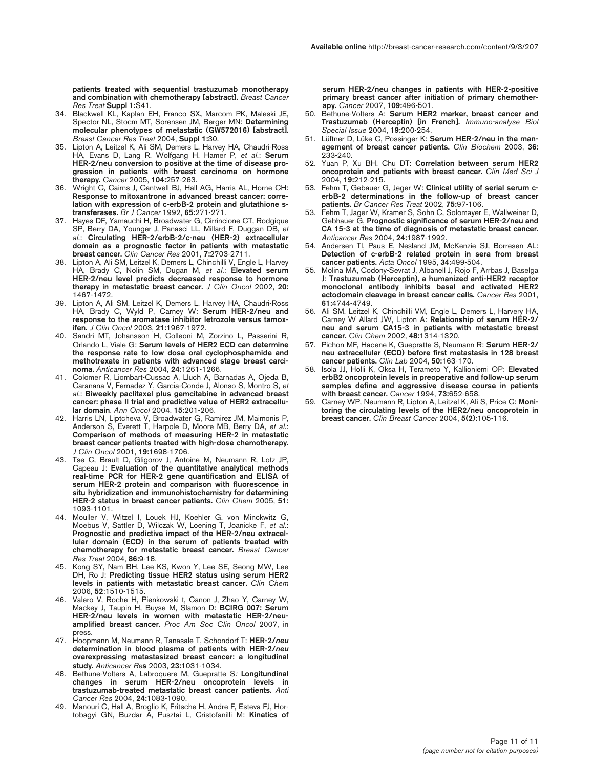patients treated with sequential trastuzumab monotherapy and combination with chemotherapy [abstract]. *Breast Cancer Res Treat* **Suppl 1:**S41.

34. Blackwell KL, Kaplan EH, Franco SX, Marcom PK, Maleski JE, Spector NL, Stocm MT, Sorensen JM, Berger MN: **Determining molecular phenotypes of metastatic (GW572016) [abstract].** *Breast Cancer Res Treat* 2004, **Suppl 1:**30.
35. Lipton A, Leitzel K, Ali SM, Demers L, Harvey HA, Chaudri-Ross HA, Evans D, Lang R, Wolfgang H, Hamer P, *et al.*: **Serum HER-2/neu conversion to positive at the time of disease progression in patients with breast carcinoma on hormone therapy.** *Cancer* 2005, **104:**257-263.
36. Wright C, Cairns J, Cantwell BJ, Hall AG, Harris AL, Horne CH: **Response to mitoxantrone in advanced breast cancer: correlation with expression of c-erbB-2 protein and glutathione s-transferases.** *Br J Cancer* 1992, **65:**271-271.
37. Hayes DF, Yamauchi H, Broadwater G, Cirrincione CT, Rodgique SP, Berry DA, Younger J, Panasci LL, Millard F, Duggan DB, *et al.*: **Circulating HER-2/erbB-2/c-neu (HER-2) extracellular domain as a prognostic factor in patients with metastatic breast cancer.** *Clin Cancer Res* 2001, **7:**2703-2711.
38. Lipton A, Ali SM, Leitzel K, Demers L, Chinchilli V, Engle L, Harvey HA, Brady C, Nolin SM, Dugan M, *et al.*: **Elevated serum HER-2/neu level predicts decreased response to hormone therapy in metastatic breast cancer.** *J Clin Oncol* 2002, **20:** 1467-1472.
39. Lipton A, Ali SM, Leitzel K, Demers L, Harvey HA, Chaudri-Ross HA, Brady C, Wyld P, Carney W: **Serum HER-2/neu and response to the aromatase inhibitor letrozole versus tamoxifen.** *J Clin Oncol* 2003, **21:**1967-1972.
40. Sandri MT, Johansson H, Colleoni M, Zorzino L, Passerini R, Orlando L, Viale G: **Serum levels of HER2 ECD can determine the response rate to low dose oral cyclophosphamide and methotrexate in patients with advanced stage breast carcinoma.** *Anticancer Res* 2004, **24:**1261-1266.
41. Colomer R, Liombart-Cussac A, Lluch A, Barnadas A, Ojeda B, Caranana V, Fernadez Y, Garcia-Conde J, Alonso S, Montro S, *et al.*: **Biweekly paclitaxel plus gemcitabine in advanced breast cancer: phase II trial and predictive value of HER2 extracellular domain**. *Ann Oncol* 2004, **15:**201-206.
42. Harris LN, Liptcheva V, Broadwater G, Ramirez JM, Maimonis P, Anderson S, Everett T, Harpole D, Moore MB, Berry DA, *et al.*: **Comparison of methods of measuring HER-2 in metastatic breast cancer patients treated with high-dose chemotherapy.** *J Clin Oncol* 2001, **19:**1698-1706.
43. Tse C, Brault D, Gligorov J, Antoine M, Neumann R, Lotz JP, Capeau J: **Evaluation of the quantitative analytical methods real-time PCR for HER-2 gene quantification and ELISA of serum HER-2 protein and comparison with fluorescence in situ hybridization and immunohistochemistry for determining HER-2 status in breast cancer patients.** *Clin Chem* 2005, **51:** 1093-1101.
44. Mouller V, Witzel I, Louek HJ, Koehler G, von Minckwitz G, Moebus V, Sattler D, Wilczak W, Loening T, Joanicke F, *et al.*: **Prognostic and predictive impact of the HER-2/neu extracellular domain (ECD) in the serum of patients treated with chemotherapy for metastatic breast cancer.** *Breast Cancer Res Treat* 2004, **86:**9-18.
45. Kong SY, Nam BH, Lee KS, Kwon Y, Lee SE, Seong MW, Lee DH, Ro J: **Predicting tissue HER2 status using serum HER2 levels in patients with metastatic breast cancer.** *Clin Chem* 2006, **52**:1510-1515.
46. Valero V, Roche H, Pienkowski t, Canon J, Zhao Y, Carney W, Mackey J, Taupin H, Buyse M, Slamon D: **BCIRG 007: Serum HER-2/neu levels in women with metastatic HER-2/neu-amplified breast cancer.** *Proc Am Soc Clin Oncol* 2007, in press.
47. Hoopmann M, Neumann R, Tanasale T, Schondorf T: **HER-2/*neu* determination in blood plasma of patients with HER-2/*neu* overexpressing metastasized breast cancer: a longitudinal study.** *Anticancer Res* 2003, **23:**1031-1034.
48. Bethune-Volters A, Labroquere M, Gueprattе S: **Longitundinal changes in serum HER-2/neu oncoprotein levels in trastuzumab-treated metastatic breast cancer patients.** *Anti Cancer Res* 2004, **24:**1083-1090.
49. Manouri C, Hall A, Broglio K, Fritsche H, Andre F, Esteva FJ, Hortobagyi GN, Buzdar A, Pusztai L, Cristofanilli M: **Kinetics of serum HER-2/neu changes in patients with HER-2-positive primary breast cancer after initiation of primary chemotherapy.** *Cancer* 2007, **109:**496-501.
50. Bethune-Volters A: **Serum HER2 marker, breast cancer and Trastuzumab (Herceptin) [in French].** *Immuno-analyse Biol Special Issue* 2004, **19:**200-254.
51. Lüftner D, Lüke C, Possinger K: **Serum HER-2/neu in the management of breast cancer patients.** *Clin Biochem* 2003, **36:** 233-240.
52. Yuan P, Xu BH, Chu DT: **Correlation between serum HER2 oncoprotein and patients with breast cancer.** *Clin Med Sci J* 2004, **19:**212-215.
53. Fehm T, Gebauer G, Jeger W: **Clinical utility of serial serum c-erbB-2 determinations in the follow-up of breast cancer patients.** *Br Cancer Res Treat* 2002, **75:**97-106.
53. Fehm T, Jager W, Kramer S, Sohn C, Solomayer E, Wallweiner D, Gebhauer G, **Prognostic significance of serum HER-2/neu and CA 15-3 at the time of diagnosis of metastatic breast cancer.** *Anticancer Res* 2004, **24:**1987-1992.
54. Andersen TI, Paus E, Nesland JM, McKenzie SJ, Borresen AL: **Detection of c-erbB-2 related protein in sera from breast cancer patients.** *Acta Oncol* 1995, **34:**499-504.
55. Molina MA, Codony-Sevrat J, Albanell J, Rojo F, Arrbas J, Baselga J: **Trastuzumab (Herceptin), a humanized anti-HER2 receptor monoclonal antibody inhibits basal and activated HER2 ectodomain cleavage in breast cancer cells.** *Cancer Res* 2001, **61:**4744-4749.
56. Ali SM, Leitzel K, Chinchilli VM, Engle L, Demers L, Harvery HA, Carney W Allard JW, Lipton A: **Relationship of serum HER-2/ neu and serum CA15-3 in patients with metastatic breast cancer.** *Clin Chem* 2002, **48:**1314-1320.
57. Pichon MF, Hacene K, Guepratte S, Neumann R: **Serum HER-2/ neu extracellular (ECD) before first metastasis in 128 breast cancer patients.** *Clin Lab* 2004, **50:**163-170.
58. Isola JJ, Holli K, Oksa H, Terameto Y, Kallioniemi OP: **Elevated erbB2 oncoprotein levels in preoperative and follow-up serum samples define and aggressive disease course in patients with breast cancer.** *Cancer* 1994, **73:**652-658.
59. Carney WP, Neumann R, Lipton A, Leitzel K, Ali S, Price C: **Monitoring the circulating levels of the HER2/neu oncoprotein in breast cancer.** *Clin Breast Cancer* 2004, **5(2):**105-116.